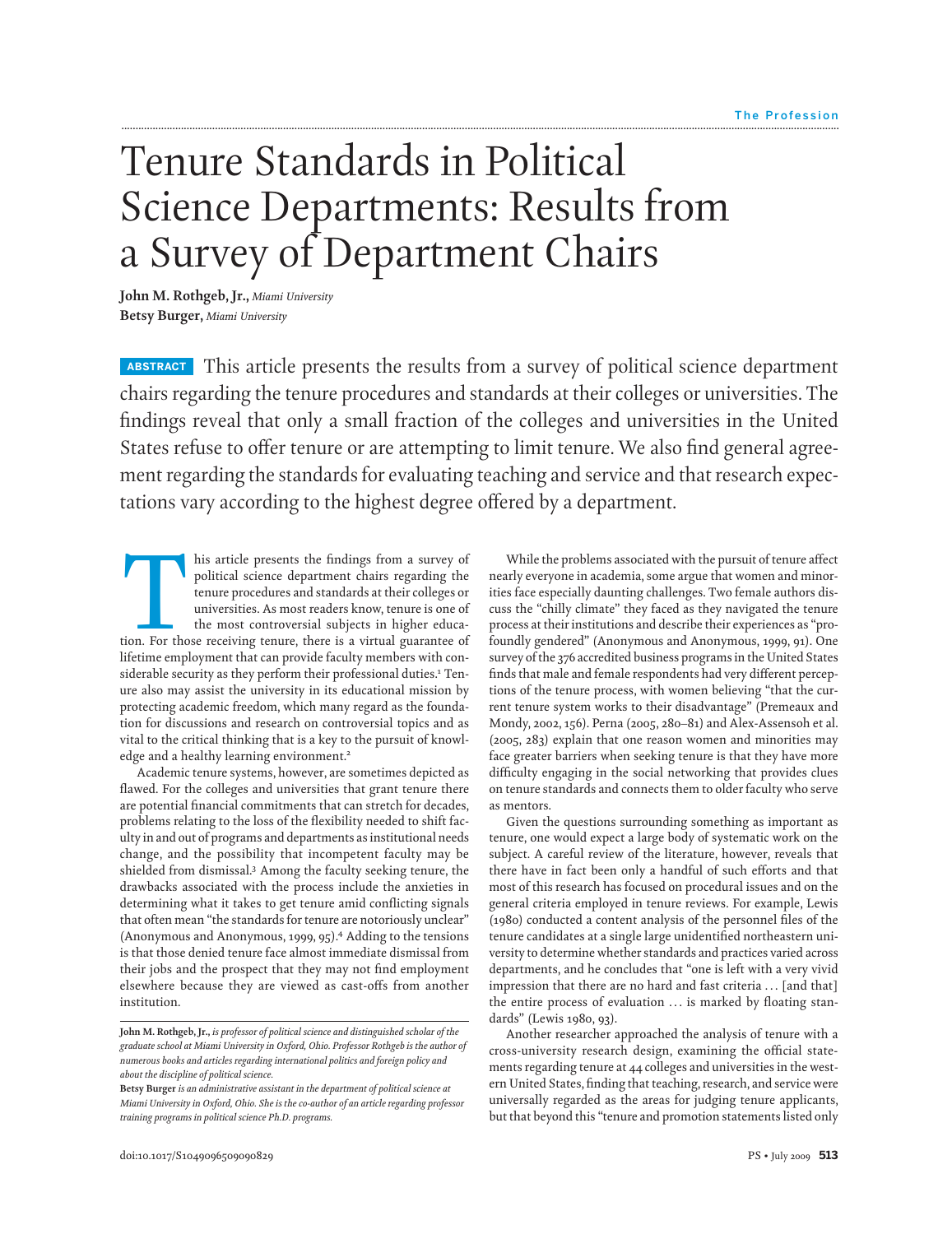# Tenure Standards in Political Science Departments: Results from a Survey of Department Chairs

**John M. Rothgeb, Jr.,** *Miami University*
**Betsy Burger,** *Miami University*

**ABSTRACT** This article presents the results from a survey of political science department chairs regarding the tenure procedures and standards at their colleges or universities. The findings reveal that only a small fraction of the colleges and universities in the United States refuse to offer tenure or are attempting to limit tenure. We also find general agreement regarding the standards for evaluating teaching and service and that research expectations vary according to the highest degree offered by a department.

This article presents the findings from a survey of political science department chairs regarding the tenure procedures and standards at their colleges or universities. As most readers know, tenure is one of the most controversial subjects in higher education. For those receiving tenure, there is a virtual guarantee of lifetime employment that can provide faculty members with considerable security as they perform their professional duties.[1] Tenure also may assist the university in its educational mission by protecting academic freedom, which many regard as the foundation for discussions and research on controversial topics and as vital to the critical thinking that is a key to the pursuit of knowledge and a healthy learning environment.[2]

Academic tenure systems, however, are sometimes depicted as flawed. For the colleges and universities that grant tenure there are potential financial commitments that can stretch for decades, problems relating to the loss of the flexibility needed to shift faculty in and out of programs and departments as institutional needs change, and the possibility that incompetent faculty may be shielded from dismissal.[3] Among the faculty seeking tenure, the drawbacks associated with the process include the anxieties in determining what it takes to get tenure amid conflicting signals that often mean "the standards for tenure are notoriously unclear" (Anonymous and Anonymous, 1999, 95).[4] Adding to the tensions is that those denied tenure face almost immediate dismissal from their jobs and the prospect that they may not find employment elsewhere because they are viewed as cast-offs from another institution.

While the problems associated with the pursuit of tenure affect nearly everyone in academia, some argue that women and minorities face especially daunting challenges. Two female authors discuss the "chilly climate" they faced as they navigated the tenure process at their institutions and describe their experiences as "profoundly gendered" (Anonymous and Anonymous, 1999, 91). One survey of the 376 accredited business programs in the United States finds that male and female respondents had very different perceptions of the tenure process, with women believing "that the current tenure system works to their disadvantage" (Premeaux and Mondy, 2002, 156). Perna (2005, 280–81) and Alex-Assensoh et al. (2005, 283) explain that one reason women and minorities may face greater barriers when seeking tenure is that they have more difficulty engaging in the social networking that provides clues on tenure standards and connects them to older faculty who serve as mentors.

Given the questions surrounding something as important as tenure, one would expect a large body of systematic work on the subject. A careful review of the literature, however, reveals that there have in fact been only a handful of such efforts and that most of this research has focused on procedural issues and on the general criteria employed in tenure reviews. For example, Lewis (1980) conducted a content analysis of the personnel files of the tenure candidates at a single large unidentified northeastern university to determine whether standards and practices varied across departments, and he concludes that "one is left with a very vivid impression that there are no hard and fast criteria … [and that] the entire process of evaluation … is marked by floating standards" (Lewis 1980, 93).

Another researcher approached the analysis of tenure with a cross-university research design, examining the official statements regarding tenure at 44 colleges and universities in the western United States, finding that teaching, research, and service were universally regarded as the areas for judging tenure applicants, but that beyond this "tenure and promotion statements listed only

---

**John M. Rothgeb, Jr.,** *is professor of political science and distinguished scholar of the graduate school at Miami University in Oxford, Ohio. Professor Rothgeb is the author of numerous books and articles regarding international politics and foreign policy and about the discipline of political science.*

**Betsy Burger** *is an administrative assistant in the department of political science at Miami University in Oxford, Ohio. She is the co-author of an article regarding professor training programs in political science Ph.D. programs.*

doi:10.1017/S1049096509090829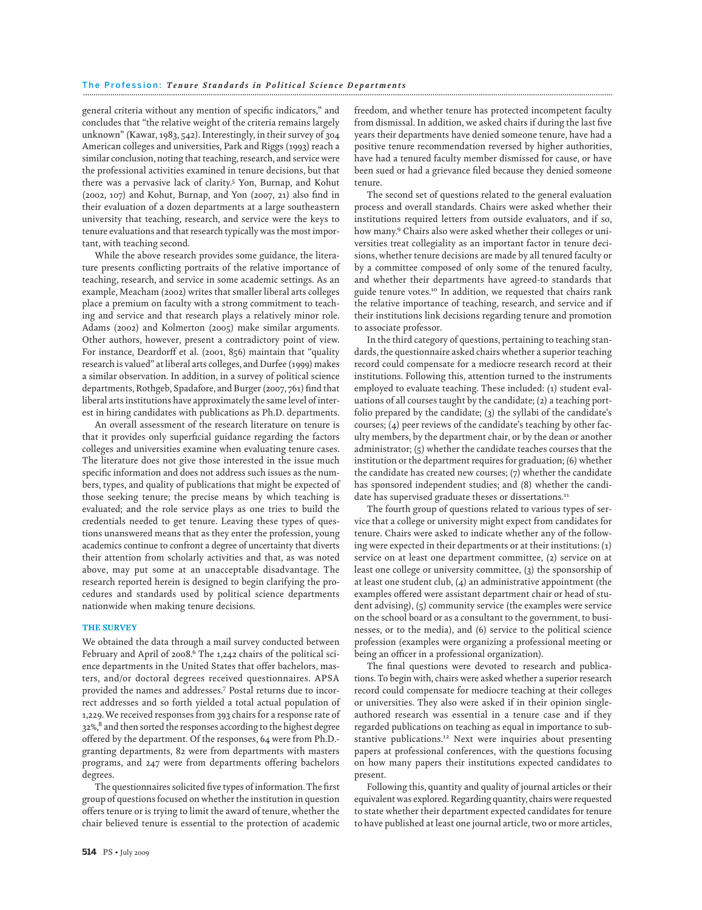general criteria without any mention of specific indicators," and concludes that "the relative weight of the criteria remains largely unknown" (Kawar, 1983, 542). Interestingly, in their survey of 304 American colleges and universities, Park and Riggs (1993) reach a similar conclusion, noting that teaching, research, and service were the professional activities examined in tenure decisions, but that there was a pervasive lack of clarity.[5] Yon, Burnap, and Kohut (2002, 107) and Kohut, Burnap, and Yon (2007, 21) also find in their evaluation of a dozen departments at a large southeastern university that teaching, research, and service were the keys to tenure evaluations and that research typically was the most important, with teaching second.

While the above research provides some guidance, the literature presents conflicting portraits of the relative importance of teaching, research, and service in some academic settings. As an example, Meacham (2002) writes that smaller liberal arts colleges place a premium on faculty with a strong commitment to teaching and service and that research plays a relatively minor role. Adams (2002) and Kolmerton (2005) make similar arguments. Other authors, however, present a contradictory point of view. For instance, Deardorff et al. (2001, 856) maintain that "quality research is valued" at liberal arts colleges, and Durfee (1999) makes a similar observation. In addition, in a survey of political science departments, Rothgeb, Spadafore, and Burger (2007, 761) find that liberal arts institutions have approximately the same level of interest in hiring candidates with publications as Ph.D. departments.

An overall assessment of the research literature on tenure is that it provides only superficial guidance regarding the factors colleges and universities examine when evaluating tenure cases. The literature does not give those interested in the issue much specific information and does not address such issues as the numbers, types, and quality of publications that might be expected of those seeking tenure; the precise means by which teaching is evaluated; and the role service plays as one tries to build the credentials needed to get tenure. Leaving these types of questions unanswered means that as they enter the profession, young academics continue to confront a degree of uncertainty that diverts their attention from scholarly activities and that, as was noted above, may put some at an unacceptable disadvantage. The research reported herein is designed to begin clarifying the procedures and standards used by political science departments nationwide when making tenure decisions.

## THE SURVEY

We obtained the data through a mail survey conducted between February and April of 2008.[6] The 1,242 chairs of the political science departments in the United States that offer bachelors, masters, and/or doctoral degrees received questionnaires. APSA provided the names and addresses.[7] Postal returns due to incorrect addresses and so forth yielded a total actual population of 1,229. We received responses from 393 chairs for a response rate of 32%,[8] and then sorted the responses according to the highest degree offered by the department. Of the responses, 64 were from Ph.D.-granting departments, 82 were from departments with masters programs, and 247 were from departments offering bachelors degrees.

The questionnaires solicited five types of information. The first group of questions focused on whether the institution in question offers tenure or is trying to limit the award of tenure, whether the chair believed tenure is essential to the protection of academic freedom, and whether tenure has protected incompetent faculty from dismissal. In addition, we asked chairs if during the last five years their departments have denied someone tenure, have had a positive tenure recommendation reversed by higher authorities, have had a tenured faculty member dismissed for cause, or have been sued or had a grievance filed because they denied someone tenure.

The second set of questions related to the general evaluation process and overall standards. Chairs were asked whether their institutions required letters from outside evaluators, and if so, how many.[9] Chairs also were asked whether their colleges or universities treat collegiality as an important factor in tenure decisions, whether tenure decisions are made by all tenured faculty or by a committee composed of only some of the tenured faculty, and whether their departments have agreed-to standards that guide tenure votes.[10] In addition, we requested that chairs rank the relative importance of teaching, research, and service and if their institutions link decisions regarding tenure and promotion to associate professor.

In the third category of questions, pertaining to teaching standards, the questionnaire asked chairs whether a superior teaching record could compensate for a mediocre research record at their institutions. Following this, attention turned to the instruments employed to evaluate teaching. These included: (1) student evaluations of all courses taught by the candidate; (2) a teaching portfolio prepared by the candidate; (3) the syllabi of the candidate's courses; (4) peer reviews of the candidate's teaching by other faculty members, by the department chair, or by the dean or another administrator; (5) whether the candidate teaches courses that the institution or the department requires for graduation; (6) whether the candidate has created new courses; (7) whether the candidate has sponsored independent studies; and (8) whether the candidate has supervised graduate theses or dissertations.[11]

The fourth group of questions related to various types of service that a college or university might expect from candidates for tenure. Chairs were asked to indicate whether any of the following were expected in their departments or at their institutions: (1) service on at least one department committee, (2) service on at least one college or university committee, (3) the sponsorship of at least one student club, (4) an administrative appointment (the examples offered were assistant department chair or head of student advising), (5) community service (the examples were service on the school board or as a consultant to the government, to businesses, or to the media), and (6) service to the political science profession (examples were organizing a professional meeting or being an officer in a professional organization).

The final questions were devoted to research and publications. To begin with, chairs were asked whether a superior research record could compensate for mediocre teaching at their colleges or universities. They also were asked if in their opinion single-authored research was essential in a tenure case and if they regarded publications on teaching as equal in importance to substantive publications.[12] Next were inquiries about presenting papers at professional conferences, with the questions focusing on how many papers their institutions expected candidates to present.

Following this, quantity and quality of journal articles or their equivalent was explored. Regarding quantity, chairs were requested to state whether their department expected candidates for tenure to have published at least one journal article, two or more articles,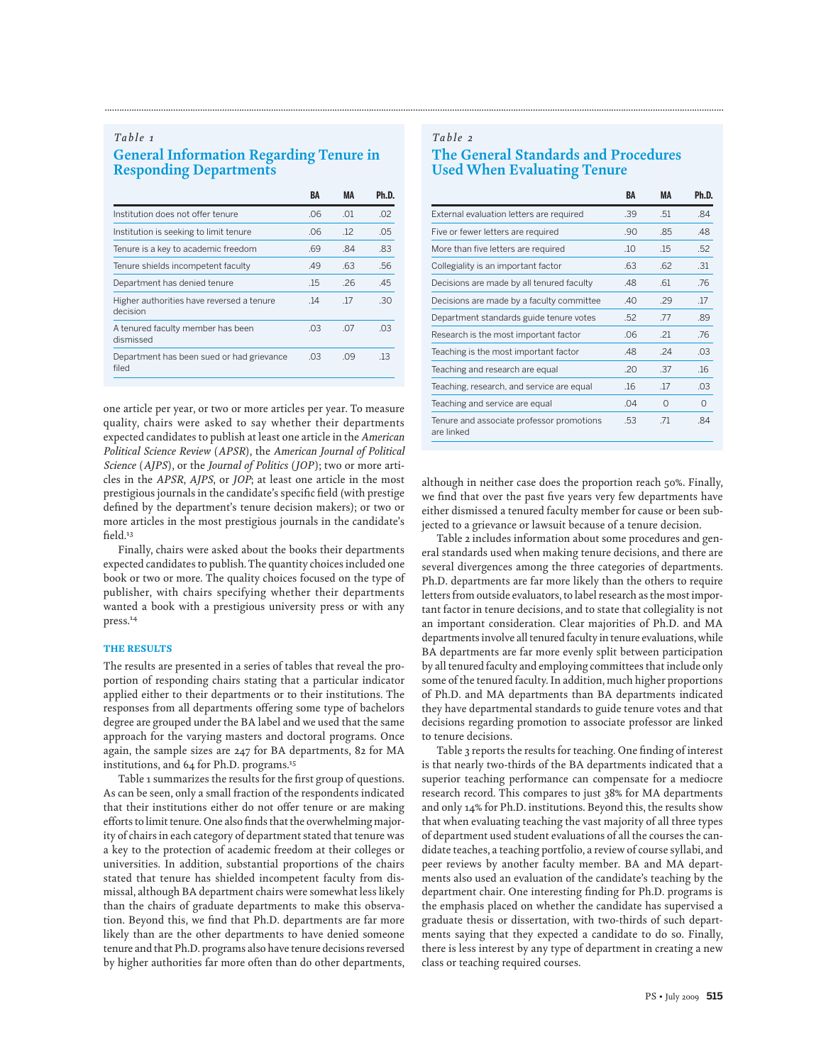*Table 1*

## General Information Regarding Tenure in Responding Departments

| | BA | MA | Ph.D. |
|---|---|---|---|
| Institution does not offer tenure | .06 | .01 | .02 |
| Institution is seeking to limit tenure | .06 | .12 | .05 |
| Tenure is a key to academic freedom | .69 | .84 | .83 |
| Tenure shields incompetent faculty | .49 | .63 | .56 |
| Department has denied tenure | .15 | .26 | .45 |
| Higher authorities have reversed a tenure decision | .14 | .17 | .30 |
| A tenured faculty member has been dismissed | .03 | .07 | .03 |
| Department has been sued or had grievance filed | .03 | .09 | .13 |

one article per year, or two or more articles per year. To measure quality, chairs were asked to say whether their departments expected candidates to publish at least one article in the *American Political Science Review* (*APSR*), the *American Journal of Political Science* (*AJPS*), or the *Journal of Politics* (*JOP*); two or more articles in the *APSR*, *AJPS*, or *JOP*; at least one article in the most prestigious journals in the candidate's specific field (with prestige defined by the department's tenure decision makers); or two or more articles in the most prestigious journals in the candidate's field.[13]

Finally, chairs were asked about the books their departments expected candidates to publish. The quantity choices included one book or two or more. The quality choices focused on the type of publisher, with chairs specifying whether their departments wanted a book with a prestigious university press or with any press.[14]

### THE RESULTS

The results are presented in a series of tables that reveal the proportion of responding chairs stating that a particular indicator applied either to their departments or to their institutions. The responses from all departments offering some type of bachelors degree are grouped under the BA label and we used that the same approach for the varying masters and doctoral programs. Once again, the sample sizes are 247 for BA departments, 82 for MA institutions, and 64 for Ph.D. programs.[15]

Table 1 summarizes the results for the first group of questions. As can be seen, only a small fraction of the respondents indicated that their institutions either do not offer tenure or are making efforts to limit tenure. One also finds that the overwhelming majority of chairs in each category of department stated that tenure was a key to the protection of academic freedom at their colleges or universities. In addition, substantial proportions of the chairs stated that tenure has shielded incompetent faculty from dismissal, although BA department chairs were somewhat less likely than the chairs of graduate departments to make this observation. Beyond this, we find that Ph.D. departments are far more likely than are the other departments to have denied someone tenure and that Ph.D. programs also have tenure decisions reversed by higher authorities far more often than do other departments, although in neither case does the proportion reach 50%. Finally, we find that over the past five years very few departments have either dismissed a tenured faculty member for cause or been subjected to a grievance or lawsuit because of a tenure decision.

*Table 2*

## The General Standards and Procedures Used When Evaluating Tenure

| | BA | MA | Ph.D. |
|---|---|---|---|
| External evaluation letters are required | .39 | .51 | .84 |
| Five or fewer letters are required | .90 | .85 | .48 |
| More than five letters are required | .10 | .15 | .52 |
| Collegiality is an important factor | .63 | .62 | .31 |
| Decisions are made by all tenured faculty | .48 | .61 | .76 |
| Decisions are made by a faculty committee | .40 | .29 | .17 |
| Department standards guide tenure votes | .52 | .77 | .89 |
| Research is the most important factor | .06 | .21 | .76 |
| Teaching is the most important factor | .48 | .24 | .03 |
| Teaching and research are equal | .20 | .37 | .16 |
| Teaching, research, and service are equal | .16 | .17 | .03 |
| Teaching and service are equal | .04 | 0 | 0 |
| Tenure and associate professor promotions are linked | .53 | .71 | .84 |

Table 2 includes information about some procedures and general standards used when making tenure decisions, and there are several divergences among the three categories of departments. Ph.D. departments are far more likely than the others to require letters from outside evaluators, to label research as the most important factor in tenure decisions, and to state that collegiality is not an important consideration. Clear majorities of Ph.D. and MA departments involve all tenured faculty in tenure evaluations, while BA departments are far more evenly split between participation by all tenured faculty and employing committees that include only some of the tenured faculty. In addition, much higher proportions of Ph.D. and MA departments than BA departments indicated they have departmental standards to guide tenure votes and that decisions regarding promotion to associate professor are linked to tenure decisions.

Table 3 reports the results for teaching. One finding of interest is that nearly two-thirds of the BA departments indicated that a superior teaching performance can compensate for a mediocre research record. This compares to just 38% for MA departments and only 14% for Ph.D. institutions. Beyond this, the results show that when evaluating teaching the vast majority of all three types of department used student evaluations of all the courses the candidate teaches, a teaching portfolio, a review of course syllabi, and peer reviews by another faculty member. BA and MA departments also used an evaluation of the candidate's teaching by the department chair. One interesting finding for Ph.D. programs is the emphasis placed on whether the candidate has supervised a graduate thesis or dissertation, with two-thirds of such departments saying that they expected a candidate to do so. Finally, there is less interest by any type of department in creating a new class or teaching required courses.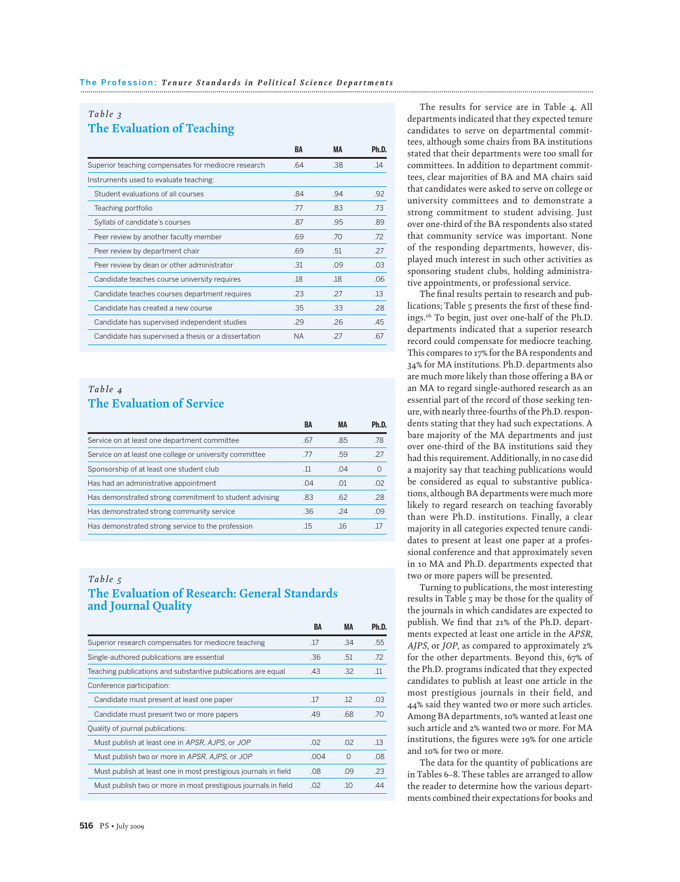### *Table 3*
### The Evaluation of Teaching

| | BA | MA | Ph.D. |
|---|---|---|---|
| Superior teaching compensates for mediocre research | .64 | .38 | .14 |
| Instruments used to evaluate teaching: | | | |
| Student evaluations of all courses | .84 | .94 | .92 |
| Teaching portfolio | .77 | .83 | .73 |
| Syllabi of candidate's courses | .87 | .95 | .89 |
| Peer review by another faculty member | .69 | .70 | .72 |
| Peer review by department chair | .69 | .51 | .27 |
| Peer review by dean or other administrator | .31 | .09 | .03 |
| Candidate teaches course university requires | .18 | .18 | .06 |
| Candidate teaches courses department requires | .23 | .27 | .13 |
| Candidate has created a new course | .35 | .33 | .28 |
| Candidate has supervised independent studies | .29 | .26 | .45 |
| Candidate has supervised a thesis or a dissertation | NA | .27 | .67 |

### *Table 4*
### The Evaluation of Service

| | BA | MA | Ph.D. |
|---|---|---|---|
| Service on at least one department committee | .67 | .85 | .78 |
| Service on at least one college or university committee | .77 | .59 | .27 |
| Sponsorship of at least one student club | .11 | .04 | 0 |
| Has had an administrative appointment | .04 | .01 | .02 |
| Has demonstrated strong commitment to student advising | .83 | .62 | .28 |
| Has demonstrated strong community service | .36 | .24 | .09 |
| Has demonstrated strong service to the profession | .15 | .16 | .17 |

### *Table 5*
### The Evaluation of Research: General Standards and Journal Quality

| | BA | MA | Ph.D. |
|---|---|---|---|
| Superior research compensates for mediocre teaching | .17 | .34 | .55 |
| Single-authored publications are essential | .36 | .51 | .72 |
| Teaching publications and substantive publications are equal | .43 | .32 | .11 |
| Conference participation: | | | |
| Candidate must present at least one paper | .17 | .12 | .03 |
| Candidate must present two or more papers | .49 | .68 | .70 |
| Quality of journal publications: | | | |
| Must publish at least one in *APSR*, *AJPS*, or *JOP* | .02 | .02 | .13 |
| Must publish two or more in *APSR*, *AJPS*, or *JOP* | .004 | 0 | .08 |
| Must publish at least one in most prestigious journals in field | .08 | .09 | .23 |
| Must publish two or more in most prestigious journals in field | .02 | .10 | .44 |

The results for service are in Table 4. All departments indicated that they expected tenure candidates to serve on departmental committees, although some chairs from BA institutions stated that their departments were too small for committees. In addition to department committees, clear majorities of BA and MA chairs said that candidates were asked to serve on college or university committees and to demonstrate a strong commitment to student advising. Just over one-third of the BA respondents also stated that community service was important. None of the responding departments, however, displayed much interest in such other activities as sponsoring student clubs, holding administrative appointments, or professional service.

The final results pertain to research and publications; Table 5 presents the first of these findings.[16] To begin, just over one-half of the Ph.D. departments indicated that a superior research record could compensate for mediocre teaching. This compares to 17% for the BA respondents and 34% for MA institutions. Ph.D. departments also are much more likely than those offering a BA or an MA to regard single-authored research as an essential part of the record of those seeking tenure, with nearly three-fourths of the Ph.D. respondents stating that they had such expectations. A bare majority of the MA departments and just over one-third of the BA institutions said they had this requirement. Additionally, in no case did a majority say that teaching publications would be considered as equal to substantive publications, although BA departments were much more likely to regard research on teaching favorably than were Ph.D. institutions. Finally, a clear majority in all categories expected tenure candidates to present at least one paper at a professional conference and that approximately seven in 10 MA and Ph.D. departments expected that two or more papers will be presented.

Turning to publications, the most interesting results in Table 5 may be those for the quality of the journals in which candidates are expected to publish. We find that 21% of the Ph.D. departments expected at least one article in the *APSR*, *AJPS*, or *JOP*, as compared to approximately 2% for the other departments. Beyond this, 67% of the Ph.D. programs indicated that they expected candidates to publish at least one article in the most prestigious journals in their field, and 44% said they wanted two or more such articles. Among BA departments, 10% wanted at least one such article and 2% wanted two or more. For MA institutions, the figures were 19% for one article and 10% for two or more.

The data for the quantity of publications are in Tables 6–8. These tables are arranged to allow the reader to determine how the various departments combined their expectations for books and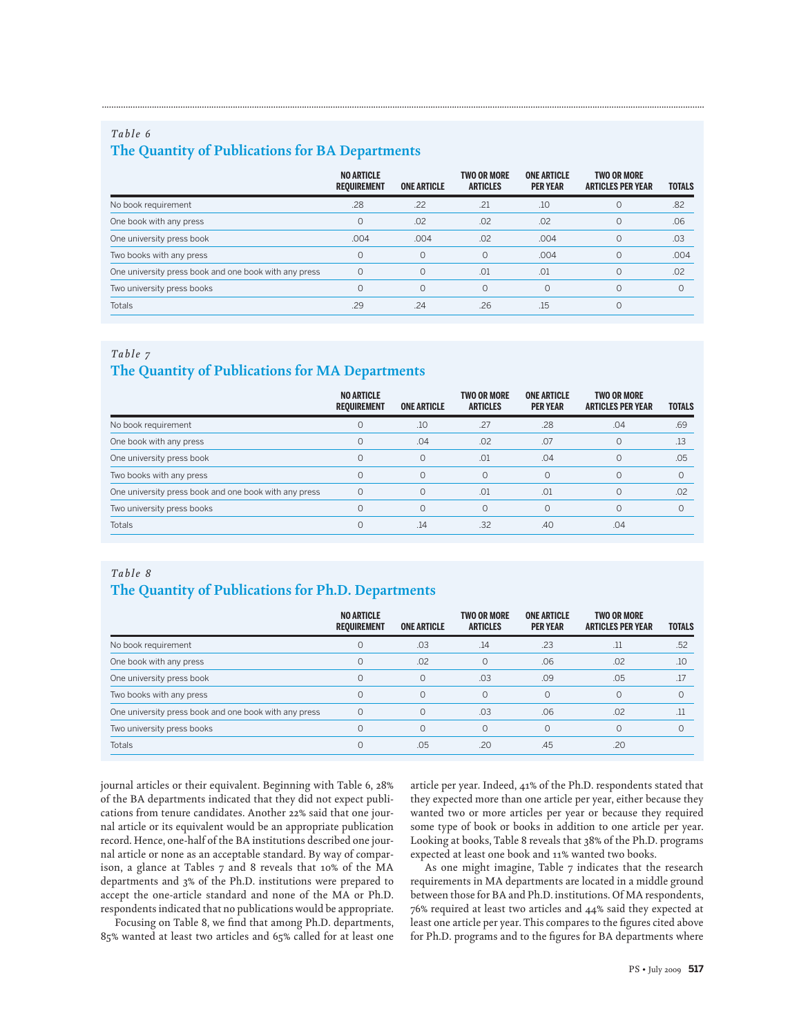*Table 6*

### The Quantity of Publications for BA Departments

| | NO ARTICLE REQUIREMENT | ONE ARTICLE | TWO OR MORE ARTICLES | ONE ARTICLE PER YEAR | TWO OR MORE ARTICLES PER YEAR | TOTALS |
|---|---|---|---|---|---|---|
| No book requirement | .28 | .22 | .21 | .10 | 0 | .82 |
| One book with any press | 0 | .02 | .02 | .02 | 0 | .06 |
| One university press book | .004 | .004 | .02 | .004 | 0 | .03 |
| Two books with any press | 0 | 0 | 0 | .004 | 0 | .004 |
| One university press book and one book with any press | 0 | 0 | .01 | .01 | 0 | .02 |
| Two university press books | 0 | 0 | 0 | 0 | 0 | 0 |
| Totals | .29 | .24 | .26 | .15 | 0 | |

*Table 7*

### The Quantity of Publications for MA Departments

| | NO ARTICLE REQUIREMENT | ONE ARTICLE | TWO OR MORE ARTICLES | ONE ARTICLE PER YEAR | TWO OR MORE ARTICLES PER YEAR | TOTALS |
|---|---|---|---|---|---|---|
| No book requirement | 0 | .10 | .27 | .28 | .04 | .69 |
| One book with any press | 0 | .04 | .02 | .07 | 0 | .13 |
| One university press book | 0 | 0 | .01 | .04 | 0 | .05 |
| Two books with any press | 0 | 0 | 0 | 0 | 0 | 0 |
| One university press book and one book with any press | 0 | 0 | .01 | .01 | 0 | .02 |
| Two university press books | 0 | 0 | 0 | 0 | 0 | 0 |
| Totals | 0 | .14 | .32 | .40 | .04 | |

*Table 8*

### The Quantity of Publications for Ph.D. Departments

| | NO ARTICLE REQUIREMENT | ONE ARTICLE | TWO OR MORE ARTICLES | ONE ARTICLE PER YEAR | TWO OR MORE ARTICLES PER YEAR | TOTALS |
|---|---|---|---|---|---|---|
| No book requirement | 0 | .03 | .14 | .23 | .11 | .52 |
| One book with any press | 0 | .02 | 0 | .06 | .02 | .10 |
| One university press book | 0 | 0 | .03 | .09 | .05 | .17 |
| Two books with any press | 0 | 0 | 0 | 0 | 0 | 0 |
| One university press book and one book with any press | 0 | 0 | .03 | .06 | .02 | .11 |
| Two university press books | 0 | 0 | 0 | 0 | 0 | 0 |
| Totals | 0 | .05 | .20 | .45 | .20 | |

journal articles or their equivalent. Beginning with Table 6, 28% of the BA departments indicated that they did not expect publications from tenure candidates. Another 22% said that one journal article or its equivalent would be an appropriate publication record. Hence, one-half of the BA institutions described one journal article or none as an acceptable standard. By way of comparison, a glance at Tables 7 and 8 reveals that 10% of the MA departments and 3% of the Ph.D. institutions were prepared to accept the one-article standard and none of the MA or Ph.D. respondents indicated that no publications would be appropriate.

Focusing on Table 8, we find that among Ph.D. departments, 85% wanted at least two articles and 65% called for at least one article per year. Indeed, 41% of the Ph.D. respondents stated that they expected more than one article per year, either because they wanted two or more articles per year or because they required some type of book or books in addition to one article per year. Looking at books, Table 8 reveals that 38% of the Ph.D. programs expected at least one book and 11% wanted two books.

As one might imagine, Table 7 indicates that the research requirements in MA departments are located in a middle ground between those for BA and Ph.D. institutions. Of MA respondents, 76% required at least two articles and 44% said they expected at least one article per year. This compares to the figures cited above for Ph.D. programs and to the figures for BA departments where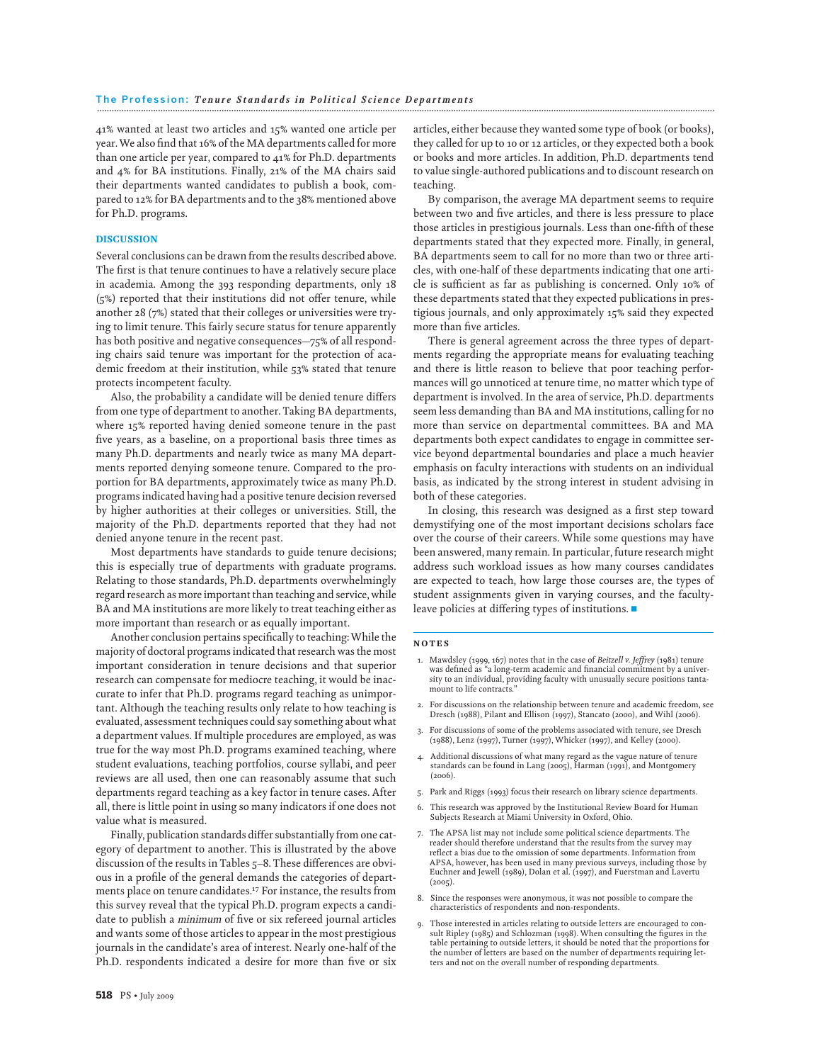41% wanted at least two articles and 15% wanted one article per year. We also find that 16% of the MA departments called for more than one article per year, compared to 41% for Ph.D. departments and 4% for BA institutions. Finally, 21% of the MA chairs said their departments wanted candidates to publish a book, compared to 12% for BA departments and to the 38% mentioned above for Ph.D. programs.

## DISCUSSION

Several conclusions can be drawn from the results described above. The first is that tenure continues to have a relatively secure place in academia. Among the 393 responding departments, only 18 (5%) reported that their institutions did not offer tenure, while another 28 (7%) stated that their colleges or universities were trying to limit tenure. This fairly secure status for tenure apparently has both positive and negative consequences—75% of all responding chairs said tenure was important for the protection of academic freedom at their institution, while 53% stated that tenure protects incompetent faculty.

Also, the probability a candidate will be denied tenure differs from one type of department to another. Taking BA departments, where 15% reported having denied someone tenure in the past five years, as a baseline, on a proportional basis three times as many Ph.D. departments and nearly twice as many MA departments reported denying someone tenure. Compared to the proportion for BA departments, approximately twice as many Ph.D. programs indicated having had a positive tenure decision reversed by higher authorities at their colleges or universities. Still, the majority of the Ph.D. departments reported that they had not denied anyone tenure in the recent past.

Most departments have standards to guide tenure decisions; this is especially true of departments with graduate programs. Relating to those standards, Ph.D. departments overwhelmingly regard research as more important than teaching and service, while BA and MA institutions are more likely to treat teaching either as more important than research or as equally important.

Another conclusion pertains specifically to teaching: While the majority of doctoral programs indicated that research was the most important consideration in tenure decisions and that superior research can compensate for mediocre teaching, it would be inaccurate to infer that Ph.D. programs regard teaching as unimportant. Although the teaching results only relate to how teaching is evaluated, assessment techniques could say something about what a department values. If multiple procedures are employed, as was true for the way most Ph.D. programs examined teaching, where student evaluations, teaching portfolios, course syllabi, and peer reviews are all used, then one can reasonably assume that such departments regard teaching as a key factor in tenure cases. After all, there is little point in using so many indicators if one does not value what is measured.

Finally, publication standards differ substantially from one category of department to another. This is illustrated by the above discussion of the results in Tables 5–8. These differences are obvious in a profile of the general demands the categories of departments place on tenure candidates.[17] For instance, the results from this survey reveal that the typical Ph.D. program expects a candidate to publish a *minimum* of five or six refereed journal articles and wants some of those articles to appear in the most prestigious journals in the candidate's area of interest. Nearly one-half of the Ph.D. respondents indicated a desire for more than five or six articles, either because they wanted some type of book (or books), they called for up to 10 or 12 articles, or they expected both a book or books and more articles. In addition, Ph.D. departments tend to value single-authored publications and to discount research on teaching.

By comparison, the average MA department seems to require between two and five articles, and there is less pressure to place those articles in prestigious journals. Less than one-fifth of these departments stated that they expected more. Finally, in general, BA departments seem to call for no more than two or three articles, with one-half of these departments indicating that one article is sufficient as far as publishing is concerned. Only 10% of these departments stated that they expected publications in prestigious journals, and only approximately 15% said they expected more than five articles.

There is general agreement across the three types of departments regarding the appropriate means for evaluating teaching and there is little reason to believe that poor teaching performances will go unnoticed at tenure time, no matter which type of department is involved. In the area of service, Ph.D. departments seem less demanding than BA and MA institutions, calling for no more than service on departmental committees. BA and MA departments both expect candidates to engage in committee service beyond departmental boundaries and place a much heavier emphasis on faculty interactions with students on an individual basis, as indicated by the strong interest in student advising in both of these categories.

In closing, this research was designed as a first step toward demystifying one of the most important decisions scholars face over the course of their careers. While some questions may have been answered, many remain. In particular, future research might address such workload issues as how many courses candidates are expected to teach, how large those courses are, the types of student assignments given in varying courses, and the faculty-leave policies at differing types of institutions. ■

## NOTES

1. Mawdsley (1999, 167) notes that in the case of *Beitzell v. Jeffrey* (1981) tenure was defined as "a long-term academic and financial commitment by a university to an individual, providing faculty with unusually secure positions tantamount to life contracts."
2. For discussions on the relationship between tenure and academic freedom, see Dresch (1988), Pilant and Ellison (1997), Stancato (2000), and Wihl (2006).
3. For discussions of some of the problems associated with tenure, see Dresch (1988), Lenz (1997), Turner (1997), Whicker (1997), and Kelley (2000).
4. Additional discussions of what many regard as the vague nature of tenure standards can be found in Lang (2005), Harman (1991), and Montgomery (2006).
5. Park and Riggs (1993) focus their research on library science departments.
6. This research was approved by the Institutional Review Board for Human Subjects Research at Miami University in Oxford, Ohio.
7. The APSA list may not include some political science departments. The reader should therefore understand that the results from the survey may reflect a bias due to the omission of some departments. Information from APSA, however, has been used in many previous surveys, including those by Euchner and Jewell (1989), Dolan et al. (1997), and Fuerstman and Lavertu (2005).
8. Since the responses were anonymous, it was not possible to compare the characteristics of respondents and non-respondents.
9. Those interested in articles relating to outside letters are encouraged to consult Ripley (1985) and Schlozman (1998). When consulting the figures in the table pertaining to outside letters, it should be noted that the proportions for the number of letters are based on the number of departments requiring letters and not on the overall number of responding departments.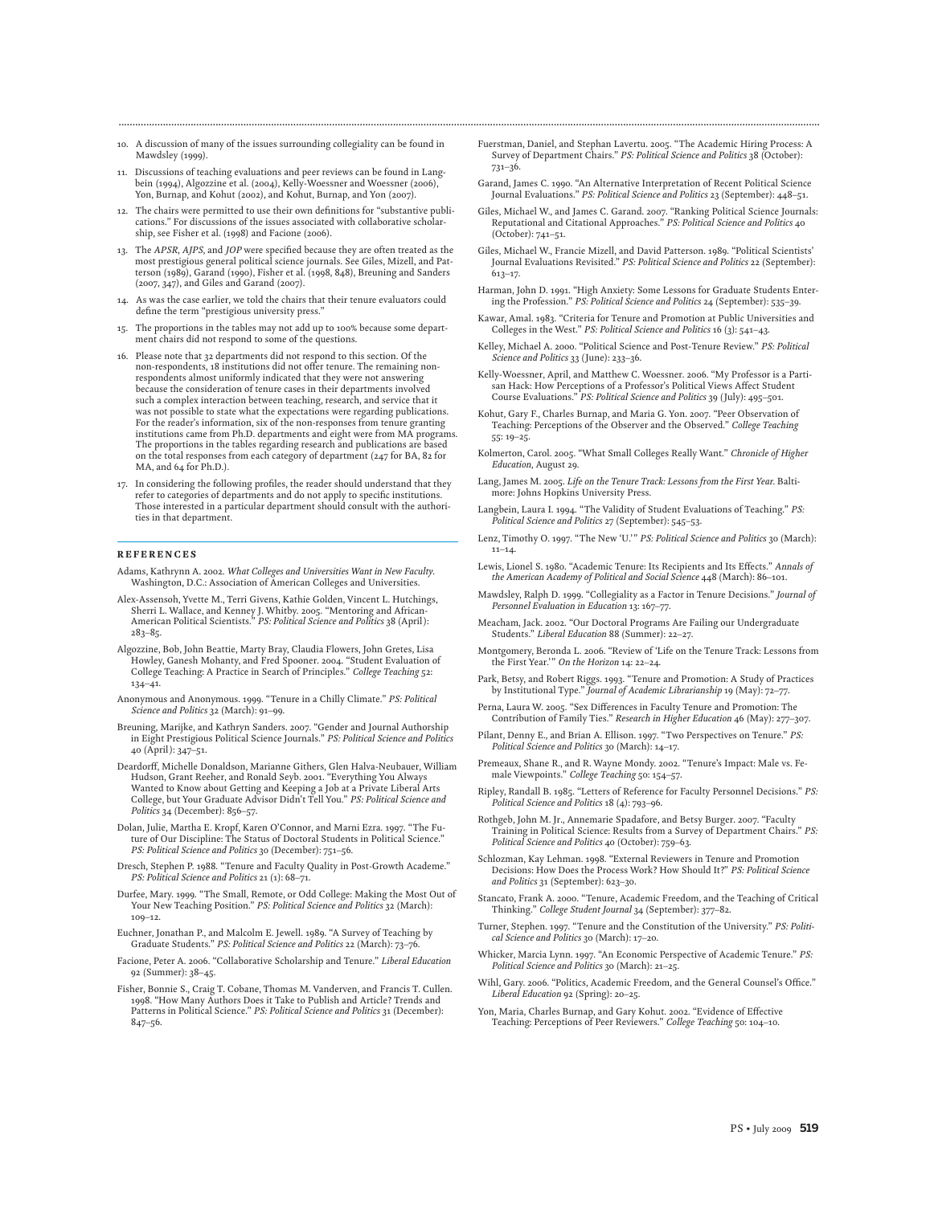10. A discussion of many of the issues surrounding collegiality can be found in Mawdsley (1999).
11. Discussions of teaching evaluations and peer reviews can be found in Langbein (1994), Algozzine et al. (2004), Kelly-Woessner and Woessner (2006), Yon, Burnap, and Kohut (2002), and Kohut, Burnap, and Yon (2007).
12. The chairs were permitted to use their own definitions for "substantive publications." For discussions of the issues associated with collaborative scholarship, see Fisher et al. (1998) and Facione (2006).
13. The *APSR*, *AJPS*, and *JOP* were specified because they are often treated as the most prestigious general political science journals. See Giles, Mizell, and Patterson (1989), Garand (1990), Fisher et al. (1998, 848), Breuning and Sanders (2007, 347), and Giles and Garand (2007).
14. As was the case earlier, we told the chairs that their tenure evaluators could define the term "prestigious university press."
15. The proportions in the tables may not add up to 100% because some department chairs did not respond to some of the questions.
16. Please note that 32 departments did not respond to this section. Of the non-respondents, 18 institutions did not offer tenure. The remaining non-respondents almost uniformly indicated that they were not answering because the consideration of tenure cases in their departments involved such a complex interaction between teaching, research, and service that it was not possible to state what the expectations were regarding publications. For the reader's information, six of the non-responses from tenure granting institutions came from Ph.D. departments and eight were from MA programs. The proportions in the tables regarding research and publications are based on the total responses from each category of department (247 for BA, 82 for MA, and 64 for Ph.D.).
17. In considering the following profiles, the reader should understand that they refer to categories of departments and do not apply to specific institutions. Those interested in a particular department should consult with the authorities in that department.

## REFERENCES

Adams, Kathrynn A. 2002. *What Colleges and Universities Want in New Faculty*. Washington, D.C.: Association of American Colleges and Universities.

Alex-Assensoh, Yvette M., Terri Givens, Kathie Golden, Vincent L. Hutchings, Sherri L. Wallace, and Kenney J. Whitby. 2005. "Mentoring and African-American Political Scientists." *PS: Political Science and Politics* 38 (April): 283–85.

Algozzine, Bob, John Beattie, Marty Bray, Claudia Flowers, John Gretes, Lisa Howley, Ganesh Mohanty, and Fred Spooner. 2004. "Student Evaluation of College Teaching: A Practice in Search of Principles." *College Teaching* 52: 134–41.

Anonymous and Anonymous. 1999. "Tenure in a Chilly Climate." *PS: Political Science and Politics* 32 (March): 91–99.

Breuning, Marijke, and Kathryn Sanders. 2007. "Gender and Journal Authorship in Eight Prestigious Political Science Journals." *PS: Political Science and Politics* 40 (April): 347–51.

Deardorff, Michelle Donaldson, Marianne Githers, Glen Halva-Neubauer, William Hudson, Grant Reeher, and Ronald Seyb. 2001. "Everything You Always Wanted to Know about Getting and Keeping a Job at a Private Liberal Arts College, but Your Graduate Advisor Didn't Tell You." *PS: Political Science and Politics* 34 (December): 856–57.

Dolan, Julie, Martha E. Kropf, Karen O'Connor, and Marni Ezra. 1997. "The Future of Our Discipline: The Status of Doctoral Students in Political Science." *PS: Political Science and Politics* 30 (December): 751–56.

Dresch, Stephen P. 1988. "Tenure and Faculty Quality in Post-Growth Academe." *PS: Political Science and Politics* 21 (1): 68–71.

Durfee, Mary. 1999. "The Small, Remote, or Odd College: Making the Most Out of Your New Teaching Position." *PS: Political Science and Politics* 32 (March): 109–12.

Euchner, Jonathan P., and Malcolm E. Jewell. 1989. "A Survey of Teaching by Graduate Students." *PS: Political Science and Politics* 22 (March): 73–76.

Facione, Peter A. 2006. "Collaborative Scholarship and Tenure." *Liberal Education* 92 (Summer): 38–45.

Fisher, Bonnie S., Craig T. Cobane, Thomas M. Vanderven, and Francis T. Cullen. 1998. "How Many Authors Does it Take to Publish and Article? Trends and Patterns in Political Science." *PS: Political Science and Politics* 31 (December): 847–56.

Fuerstman, Daniel, and Stephan Lavertu. 2005. "The Academic Hiring Process: A Survey of Department Chairs." *PS: Political Science and Politics* 38 (October): 731–36.

Garand, James C. 1990. "An Alternative Interpretation of Recent Political Science Journal Evaluations." *PS: Political Science and Politics* 23 (September): 448–51.

Giles, Michael W., and James C. Garand. 2007. "Ranking Political Science Journals: Reputational and Citational Approaches." *PS: Political Science and Politics* 40 (October): 741–51.

Giles, Michael W., Francie Mizell, and David Patterson. 1989. "Political Scientists' Journal Evaluations Revisited." *PS: Political Science and Politics* 22 (September): 613–17.

Harman, John D. 1991. "High Anxiety: Some Lessons for Graduate Students Entering the Profession." *PS: Political Science and Politics* 24 (September): 535–39.

Kawar, Amal. 1983. "Criteria for Tenure and Promotion at Public Universities and Colleges in the West." *PS: Political Science and Politics* 16 (3): 541–43.

Kelley, Michael A. 2000. "Political Science and Post-Tenure Review." *PS: Political Science and Politics* 33 (June): 233–36.

Kelly-Woessner, April, and Matthew C. Woessner. 2006. "My Professor is a Partisan Hack: How Perceptions of a Professor's Political Views Affect Student Course Evaluations." *PS: Political Science and Politics* 39 (July): 495–501.

Kohut, Gary F., Charles Burnap, and Maria G. Yon. 2007. "Peer Observation of Teaching: Perceptions of the Observer and the Observed." *College Teaching* 55: 19–25.

Kolmerton, Carol. 2005. "What Small Colleges Really Want." *Chronicle of Higher Education*, August 29.

Lang, James M. 2005. *Life on the Tenure Track: Lessons from the First Year*. Baltimore: Johns Hopkins University Press.

Langbein, Laura I. 1994. "The Validity of Student Evaluations of Teaching." *PS: Political Science and Politics* 27 (September): 545–53.

Lenz, Timothy O. 1997. "The New 'U.'" *PS: Political Science and Politics* 30 (March): 11–14.

Lewis, Lionel S. 1980. "Academic Tenure: Its Recipients and Its Effects." *Annals of the American Academy of Political and Social Science* 448 (March): 86–101.

Mawdsley, Ralph D. 1999. "Collegiality as a Factor in Tenure Decisions." *Journal of Personnel Evaluation in Education* 13: 167–77.

Meacham, Jack. 2002. "Our Doctoral Programs Are Failing our Undergraduate Students." *Liberal Education* 88 (Summer): 22–27.

Montgomery, Beronda L. 2006. "Review of 'Life on the Tenure Track: Lessons from the First Year.'" *On the Horizon* 14: 22–24.

Park, Betsy, and Robert Riggs. 1993. "Tenure and Promotion: A Study of Practices by Institutional Type." *Journal of Academic Librarianship* 19 (May): 72–77.

Perna, Laura W. 2005. "Sex Differences in Faculty Tenure and Promotion: The Contribution of Family Ties." *Research in Higher Education* 46 (May): 277–307.

Pilant, Denny E., and Brian A. Ellison. 1997. "Two Perspectives on Tenure." *PS: Political Science and Politics* 30 (March): 14–17.

Premeaux, Shane R., and R. Wayne Mondy. 2002. "Tenure's Impact: Male vs. Female Viewpoints." *College Teaching* 50: 154–57.

Ripley, Randall B. 1985. "Letters of Reference for Faculty Personnel Decisions." *PS: Political Science and Politics* 18 (4): 793–96.

Rothgeb, John M. Jr., Annemarie Spadafore, and Betsy Burger. 2007. "Faculty Training in Political Science: Results from a Survey of Department Chairs." *PS: Political Science and Politics* 40 (October): 759–63.

Schlozman, Kay Lehman. 1998. "External Reviewers in Tenure and Promotion Decisions: How Does the Process Work? How Should It?" *PS: Political Science and Politics* 31 (September): 623–30.

Stancato, Frank A. 2000. "Tenure, Academic Freedom, and the Teaching of Critical Thinking." *College Student Journal* 34 (September): 377–82.

Turner, Stephen. 1997. "Tenure and the Constitution of the University." *PS: Political Science and Politics* 30 (March): 17–20.

Whicker, Marcia Lynn. 1997. "An Economic Perspective of Academic Tenure." *PS: Political Science and Politics* 30 (March): 21–25.

Wihl, Gary. 2006. "Politics, Academic Freedom, and the General Counsel's Office." *Liberal Education* 92 (Spring): 20–25.

Yon, Maria, Charles Burnap, and Gary Kohut. 2002. "Evidence of Effective Teaching: Perceptions of Peer Reviewers." *College Teaching* 50: 104–10.